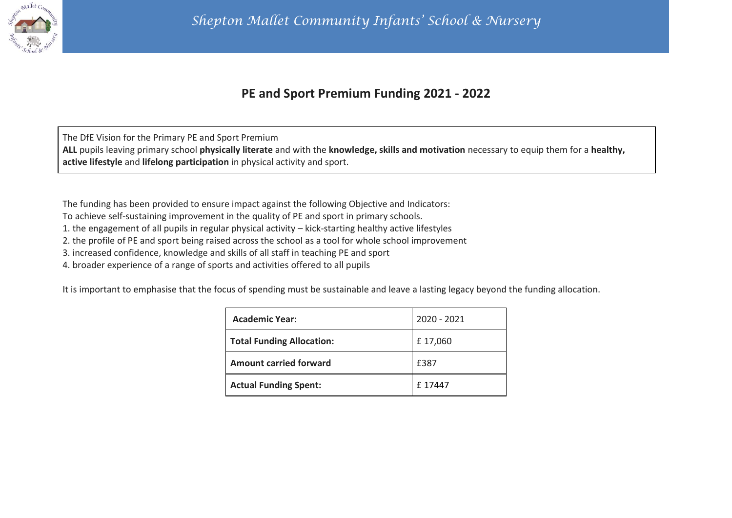*Shepton Mallet Community Infants' School & Nursery*

# PE and Sport Premium Funding 2021 - 2022

The DfE Vision for the Primary PE and Sport Premium
**ALL** pupils leaving primary school **physically literate** and with the **knowledge, skills and motivation** necessary to equip them for a **healthy, active lifestyle** and **lifelong participation** in physical activity and sport.

The funding has been provided to ensure impact against the following Objective and Indicators:
To achieve self-sustaining improvement in the quality of PE and sport in primary schools.

1. the engagement of all pupils in regular physical activity – kick-starting healthy active lifestyles
2. the profile of PE and sport being raised across the school as a tool for whole school improvement
3. increased confidence, knowledge and skills of all staff in teaching PE and sport
4. broader experience of a range of sports and activities offered to all pupils

It is important to emphasise that the focus of spending must be sustainable and leave a lasting legacy beyond the funding allocation.

| **Academic Year:** | 2020 - 2021 |
|---|---|
| **Total Funding Allocation:** | £ 17,060 |
| **Amount carried forward** | £387 |
| **Actual Funding Spent:** | £ 17447 |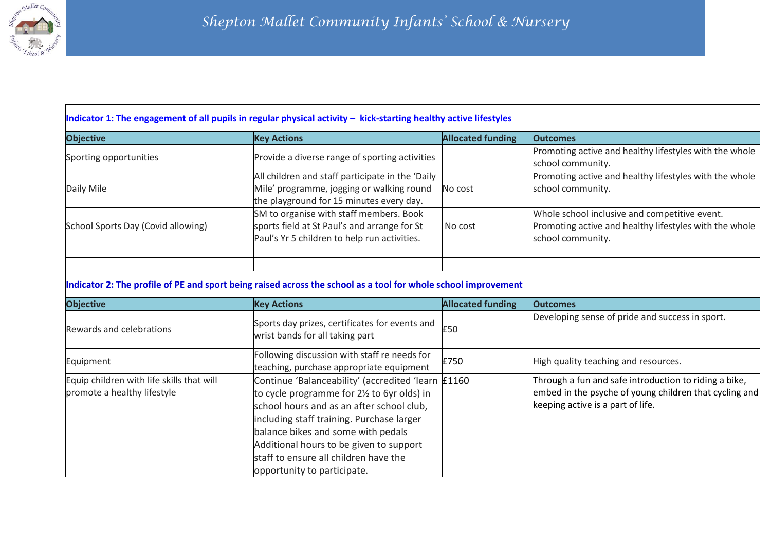# Shepton Mallet Community Infants' School & Nursery

**Indicator 1: The engagement of all pupils in regular physical activity – kick-starting healthy active lifestyles**

| Objective | Key Actions | Allocated funding | Outcomes |
|---|---|---|---|
| Sporting opportunities | Provide a diverse range of sporting activities | | Promoting active and healthy lifestyles with the whole school community. |
| Daily Mile | All children and staff participate in the 'Daily Mile' programme, jogging or walking round the playground for 15 minutes every day. | No cost | Promoting active and healthy lifestyles with the whole school community. |
| School Sports Day (Covid allowing) | SM to organise with staff members. Book sports field at St Paul's and arrange for St Paul's Yr 5 children to help run activities. | No cost | Whole school inclusive and competitive event. Promoting active and healthy lifestyles with the whole school community. |
| | | | |
| | | | |

**Indicator 2: The profile of PE and sport being raised across the school as a tool for whole school improvement**

| Objective | Key Actions | Allocated funding | Outcomes |
|---|---|---|---|
| Rewards and celebrations | Sports day prizes, certificates for events and wrist bands for all taking part | £50 | Developing sense of pride and success in sport. |
| Equipment | Following discussion with staff re needs for teaching, purchase appropriate equipment | £750 | High quality teaching and resources. |
| Equip children with life skills that will promote a healthy lifestyle | Continue 'Balanceability' (accredited 'learn to cycle programme for 2½ to 6yr olds) in school hours and as an after school club, including staff training. Purchase larger balance bikes and some with pedals Additional hours to be given to support staff to ensure all children have the opportunity to participate. | £1160 | Through a fun and safe introduction to riding a bike, embed in the psyche of young children that cycling and keeping active is a part of life. |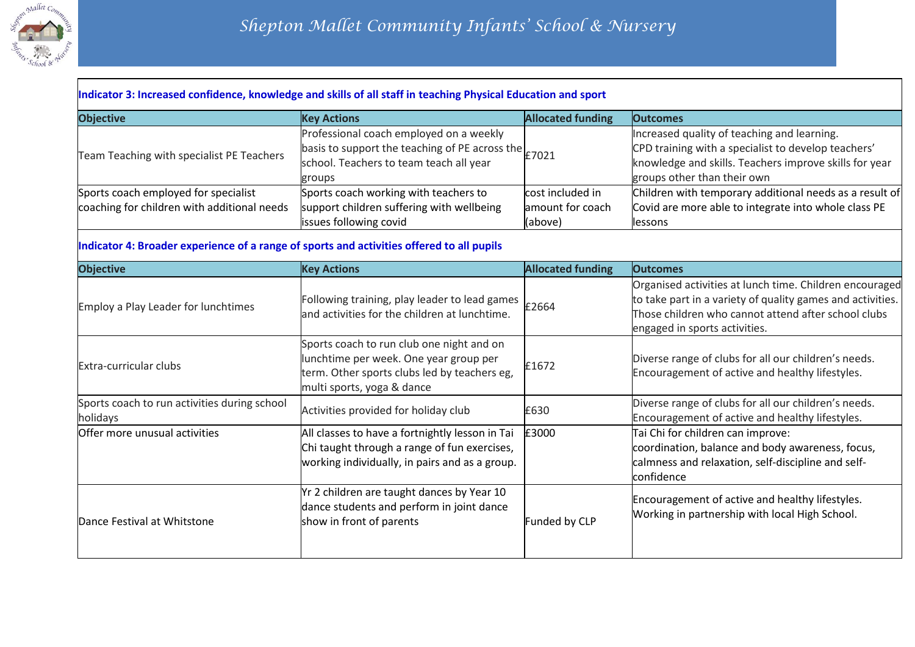**Indicator 3: Increased confidence, knowledge and skills of all staff in teaching Physical Education and sport**

| Objective | Key Actions | Allocated funding | Outcomes |
| --- | --- | --- | --- |
| Team Teaching with specialist PE Teachers | Professional coach employed on a weekly basis to support the teaching of PE across the school. Teachers to team teach all year groups | £7021 | Increased quality of teaching and learning. CPD training with a specialist to develop teachers' knowledge and skills. Teachers improve skills for year groups other than their own |
| Sports coach employed for specialist coaching for children with additional needs | Sports coach working with teachers to support children suffering with wellbeing issues following covid | cost included in amount for coach (above) | Children with temporary additional needs as a result of Covid are more able to integrate into whole class PE lessons |

**Indicator 4: Broader experience of a range of sports and activities offered to all pupils**

| Objective | Key Actions | Allocated funding | Outcomes |
| --- | --- | --- | --- |
| Employ a Play Leader for lunchtimes | Following training, play leader to lead games and activities for the children at lunchtime. | £2664 | Organised activities at lunch time. Children encouraged to take part in a variety of quality games and activities. Those children who cannot attend after school clubs engaged in sports activities. |
| Extra-curricular clubs | Sports coach to run club one night and on lunchtime per week. One year group per term. Other sports clubs led by teachers eg, multi sports, yoga & dance | £1672 | Diverse range of clubs for all our children's needs. Encouragement of active and healthy lifestyles. |
| Sports coach to run activities during school holidays | Activities provided for holiday club | £630 | Diverse range of clubs for all our children's needs. Encouragement of active and healthy lifestyles. |
| Offer more unusual activities | All classes to have a fortnightly lesson in Tai Chi taught through a range of fun exercises, working individually, in pairs and as a group. | £3000 | Tai Chi for children can improve: coordination, balance and body awareness, focus, calmness and relaxation, self-discipline and self-confidence |
| Dance Festival at Whitstone | Yr 2 children are taught dances by Year 10 dance students and perform in joint dance show in front of parents | Funded by CLP | Encouragement of active and healthy lifestyles. Working in partnership with local High School. |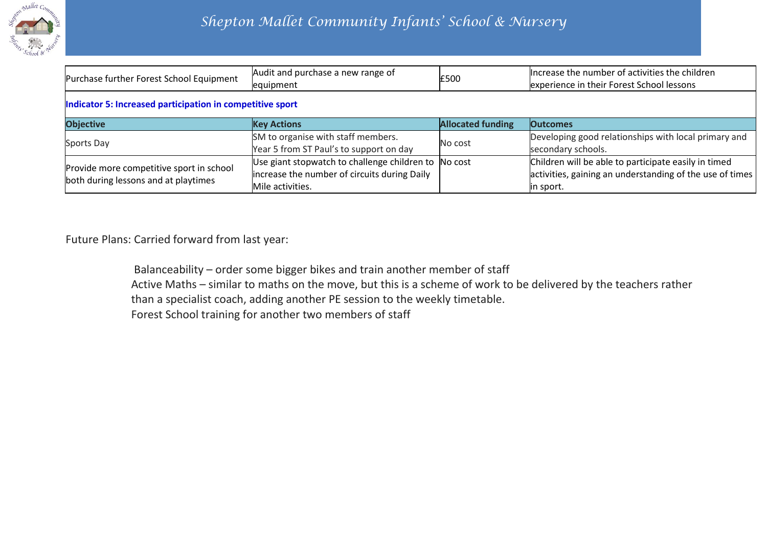| | | | |
|---|---|---|---|
| Purchase further Forest School Equipment | Audit and purchase a new range of equipment | £500 | Increase the number of activities the children experience in their Forest School lessons |
| **Indicator 5: Increased participation in competitive sport** | | | |
| **Objective** | **Key Actions** | **Allocated funding** | **Outcomes** |
| Sports Day | SM to organise with staff members.<br>Year 5 from ST Paul's to support on day | No cost | Developing good relationships with local primary and secondary schools. |
| Provide more competitive sport in school both during lessons and at playtimes | Use giant stopwatch to challenge children to increase the number of circuits during Daily Mile activities. | No cost | Children will be able to participate easily in timed activities, gaining an understanding of the use of times in sport. |

Future Plans: Carried forward from last year:

Balanceability – order some bigger bikes and train another member of staff
Active Maths – similar to maths on the move, but this is a scheme of work to be delivered by the teachers rather than a specialist coach, adding another PE session to the weekly timetable.
Forest School training for another two members of staff